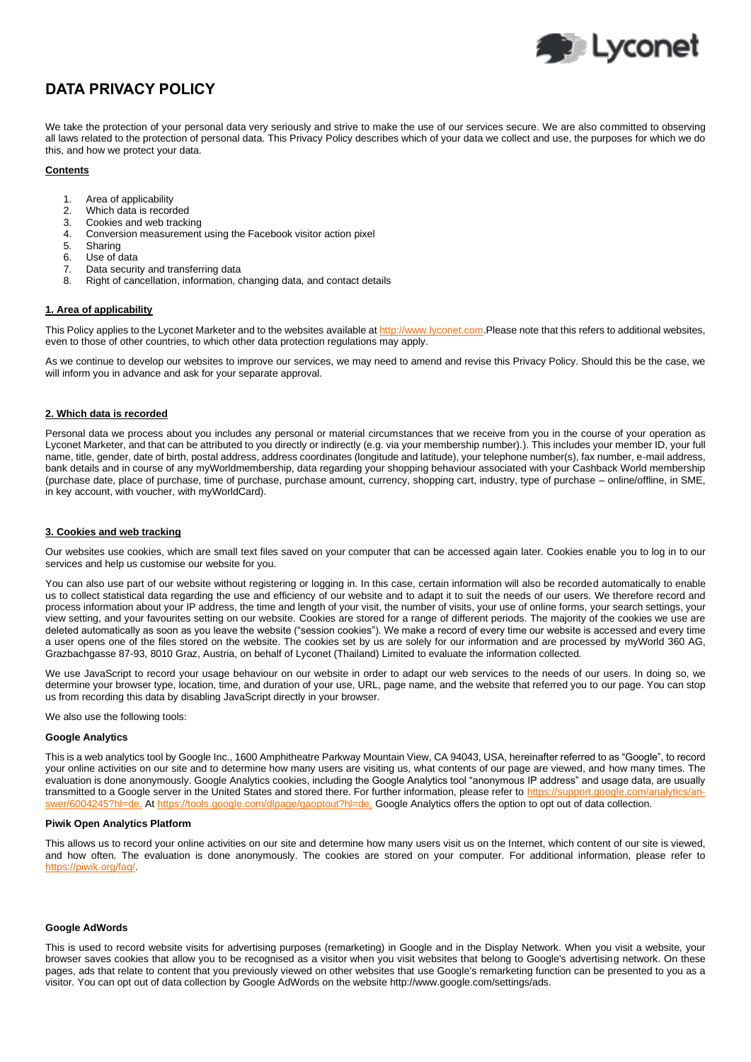# DATA PRIVACY POLICY

We take the protection of your personal data very seriously and strive to make the use of our services secure. We are also committed to observing all laws related to the protection of personal data. This Privacy Policy describes which of your data we collect and use, the purposes for which we do this, and how we protect your data.

**Contents**

1. Area of applicability
2. Which data is recorded
3. Cookies and web tracking
4. Conversion measurement using the Facebook visitor action pixel
5. Sharing
6. Use of data
7. Data security and transferring data
8. Right of cancellation, information, changing data, and contact details

## 1. Area of applicability

This Policy applies to the Lyconet Marketer and to the websites available at http://www.lyconet.com.Please note that this refers to additional websites, even to those of other countries, to which other data protection regulations may apply.

As we continue to develop our websites to improve our services, we may need to amend and revise this Privacy Policy. Should this be the case, we will inform you in advance and ask for your separate approval.

## 2. Which data is recorded

Personal data we process about you includes any personal or material circumstances that we receive from you in the course of your operation as Lyconet Marketer, and that can be attributed to you directly or indirectly (e.g. via your membership number).). This includes your member ID, your full name, title, gender, date of birth, postal address, address coordinates (longitude and latitude), your telephone number(s), fax number, e-mail address, bank details and in course of any myWorldmembership, data regarding your shopping behaviour associated with your Cashback World membership (purchase date, place of purchase, time of purchase, purchase amount, currency, shopping cart, industry, type of purchase – online/offline, in SME, in key account, with voucher, with myWorldCard).

## 3. Cookies and web tracking

Our websites use cookies, which are small text files saved on your computer that can be accessed again later. Cookies enable you to log in to our services and help us customise our website for you.

You can also use part of our website without registering or logging in. In this case, certain information will also be recorded automatically to enable us to collect statistical data regarding the use and efficiency of our website and to adapt it to suit the needs of our users. We therefore record and process information about your IP address, the time and length of your visit, the number of visits, your use of online forms, your search settings, your view setting, and your favourites setting on our website. Cookies are stored for a range of different periods. The majority of the cookies we use are deleted automatically as soon as you leave the website ("session cookies"). We make a record of every time our website is accessed and every time a user opens one of the files stored on the website. The cookies set by us are solely for our information and are processed by myWorld 360 AG, Grazbachgasse 87-93, 8010 Graz, Austria, on behalf of Lyconet (Thailand) Limited to evaluate the information collected.

We use JavaScript to record your usage behaviour on our website in order to adapt our web services to the needs of our users. In doing so, we determine your browser type, location, time, and duration of your use, URL, page name, and the website that referred you to our page. You can stop us from recording this data by disabling JavaScript directly in your browser.

We also use the following tools:

### Google Analytics

This is a web analytics tool by Google Inc., 1600 Amphitheatre Parkway Mountain View, CA 94043, USA, hereinafter referred to as "Google", to record your online activities on our site and to determine how many users are visiting us, what contents of our page are viewed, and how many times. The evaluation is done anonymously. Google Analytics cookies, including the Google Analytics tool "anonymous IP address" and usage data, are usually transmitted to a Google server in the United States and stored there. For further information, please refer to https://support.google.com/analytics/answer/6004245?hl=de. At https://tools.google.com/dlpage/gaoptout?hl=de, Google Analytics offers the option to opt out of data collection.

### Piwik Open Analytics Platform

This allows us to record your online activities on our site and determine how many users visit us on the Internet, which content of our site is viewed, and how often. The evaluation is done anonymously. The cookies are stored on your computer. For additional information, please refer to https://piwik.org/faq/.

### Google AdWords

This is used to record website visits for advertising purposes (remarketing) in Google and in the Display Network. When you visit a website, your browser saves cookies that allow you to be recognised as a visitor when you visit websites that belong to Google's advertising network. On these pages, ads that relate to content that you previously viewed on other websites that use Google's remarketing function can be presented to you as a visitor. You can opt out of data collection by Google AdWords on the website http://www.google.com/settings/ads.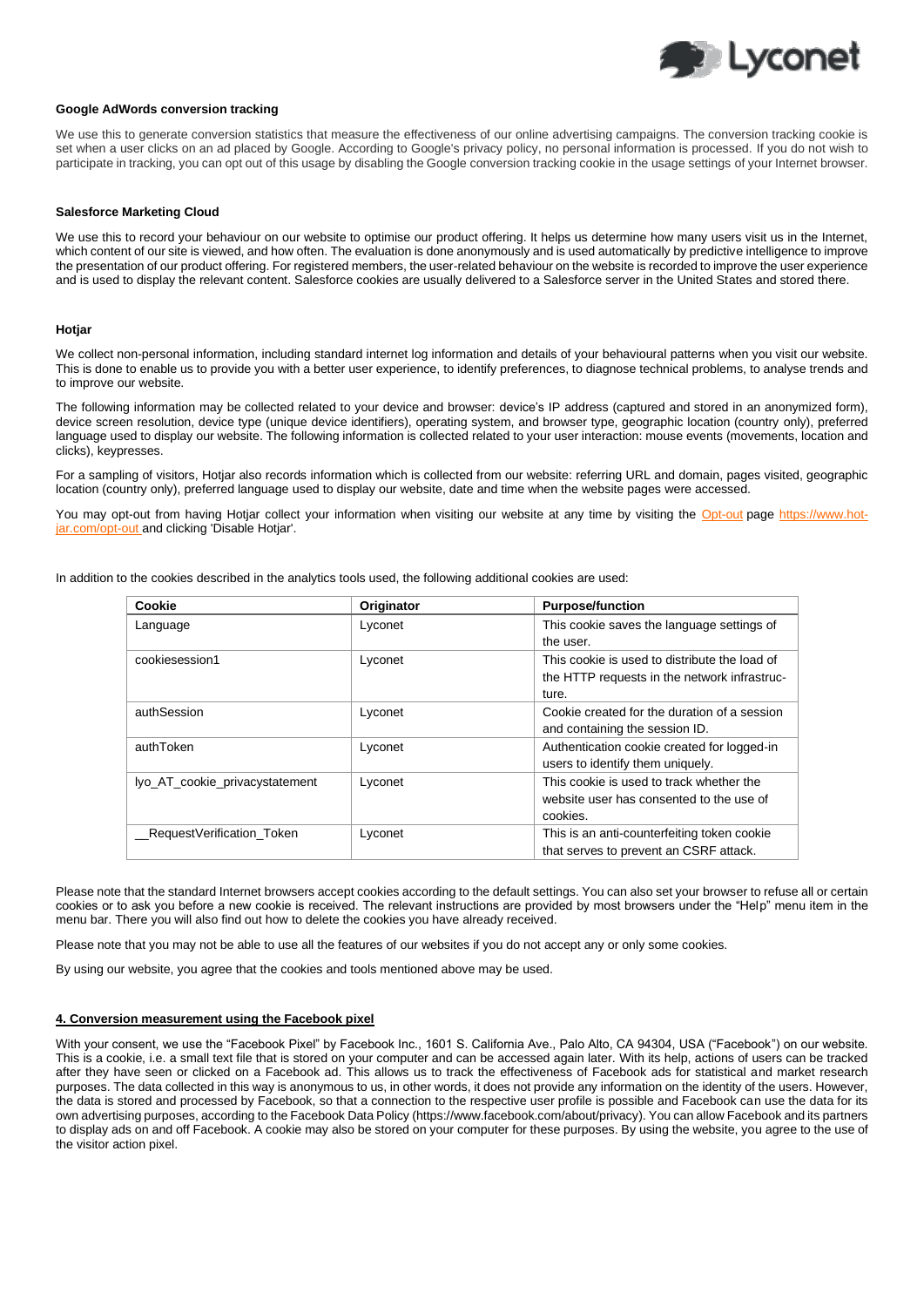**Google AdWords conversion tracking**

We use this to generate conversion statistics that measure the effectiveness of our online advertising campaigns. The conversion tracking cookie is set when a user clicks on an ad placed by Google. According to Google's privacy policy, no personal information is processed. If you do not wish to participate in tracking, you can opt out of this usage by disabling the Google conversion tracking cookie in the usage settings of your Internet browser.

**Salesforce Marketing Cloud**

We use this to record your behaviour on our website to optimise our product offering. It helps us determine how many users visit us in the Internet, which content of our site is viewed, and how often. The evaluation is done anonymously and is used automatically by predictive intelligence to improve the presentation of our product offering. For registered members, the user-related behaviour on the website is recorded to improve the user experience and is used to display the relevant content. Salesforce cookies are usually delivered to a Salesforce server in the United States and stored there.

**Hotjar**

We collect non-personal information, including standard internet log information and details of your behavioural patterns when you visit our website. This is done to enable us to provide you with a better user experience, to identify preferences, to diagnose technical problems, to analyse trends and to improve our website.

The following information may be collected related to your device and browser: device's IP address (captured and stored in an anonymized form), device screen resolution, device type (unique device identifiers), operating system, and browser type, geographic location (country only), preferred language used to display our website. The following information is collected related to your user interaction: mouse events (movements, location and clicks), keypresses.

For a sampling of visitors, Hotjar also records information which is collected from our website: referring URL and domain, pages visited, geographic location (country only), preferred language used to display our website, date and time when the website pages were accessed.

You may opt-out from having Hotjar collect your information when visiting our website at any time by visiting the Opt-out page https://www.hotjar.com/opt-out and clicking 'Disable Hotjar'.

In addition to the cookies described in the analytics tools used, the following additional cookies are used:

| Cookie | Originator | Purpose/function |
| --- | --- | --- |
| Language | Lyconet | This cookie saves the language settings of the user. |
| cookiesession1 | Lyconet | This cookie is used to distribute the load of the HTTP requests in the network infrastructure. |
| authSession | Lyconet | Cookie created for the duration of a session and containing the session ID. |
| authToken | Lyconet | Authentication cookie created for logged-in users to identify them uniquely. |
| lyo_AT_cookie_privacystatement | Lyconet | This cookie is used to track whether the website user has consented to the use of cookies. |
| __RequestVerification_Token | Lyconet | This is an anti-counterfeiting token cookie that serves to prevent an CSRF attack. |

Please note that the standard Internet browsers accept cookies according to the default settings. You can also set your browser to refuse all or certain cookies or to ask you before a new cookie is received. The relevant instructions are provided by most browsers under the "Help" menu item in the menu bar. There you will also find out how to delete the cookies you have already received.

Please note that you may not be able to use all the features of our websites if you do not accept any or only some cookies.

By using our website, you agree that the cookies and tools mentioned above may be used.

## 4. Conversion measurement using the Facebook pixel

With your consent, we use the "Facebook Pixel" by Facebook Inc., 1601 S. California Ave., Palo Alto, CA 94304, USA ("Facebook") on our website. This is a cookie, i.e. a small text file that is stored on your computer and can be accessed again later. With its help, actions of users can be tracked after they have seen or clicked on a Facebook ad. This allows us to track the effectiveness of Facebook ads for statistical and market research purposes. The data collected in this way is anonymous to us, in other words, it does not provide any information on the identity of the users. However, the data is stored and processed by Facebook, so that a connection to the respective user profile is possible and Facebook can use the data for its own advertising purposes, according to the Facebook Data Policy (https://www.facebook.com/about/privacy). You can allow Facebook and its partners to display ads on and off Facebook. A cookie may also be stored on your computer for these purposes. By using the website, you agree to the use of the visitor action pixel.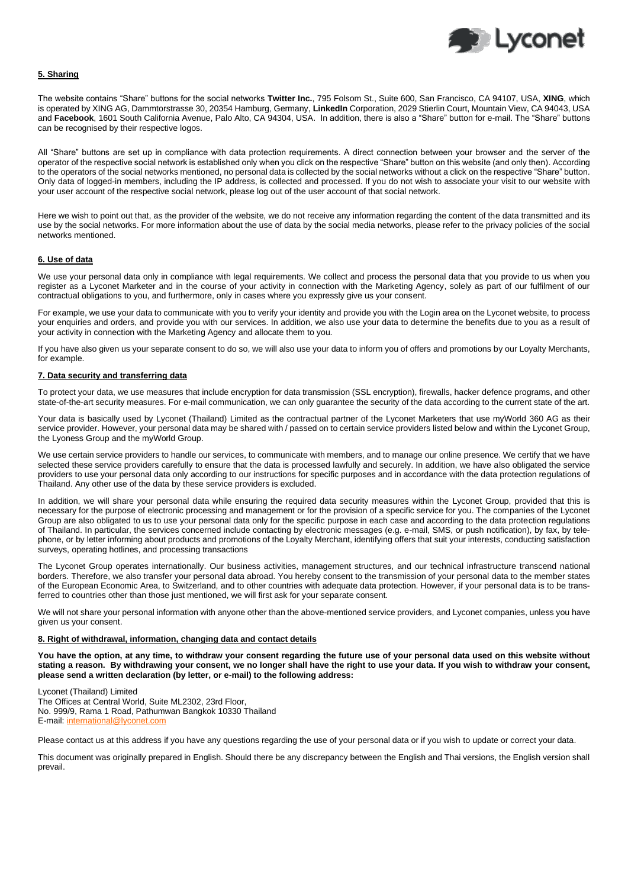## 5. Sharing

The website contains "Share" buttons for the social networks **Twitter Inc.**, 795 Folsom St., Suite 600, San Francisco, CA 94107, USA, **XING**, which is operated by XING AG, Dammtorstrasse 30, 20354 Hamburg, Germany, **LinkedIn** Corporation, 2029 Stierlin Court, Mountain View, CA 94043, USA and **Facebook**, 1601 South California Avenue, Palo Alto, CA 94304, USA. In addition, there is also a "Share" button for e-mail. The "Share" buttons can be recognised by their respective logos.

All "Share" buttons are set up in compliance with data protection requirements. A direct connection between your browser and the server of the operator of the respective social network is established only when you click on the respective "Share" button on this website (and only then). According to the operators of the social networks mentioned, no personal data is collected by the social networks without a click on the respective "Share" button. Only data of logged-in members, including the IP address, is collected and processed. If you do not wish to associate your visit to our website with your user account of the respective social network, please log out of the user account of that social network.

Here we wish to point out that, as the provider of the website, we do not receive any information regarding the content of the data transmitted and its use by the social networks. For more information about the use of data by the social media networks, please refer to the privacy policies of the social networks mentioned.

## 6. Use of data

We use your personal data only in compliance with legal requirements. We collect and process the personal data that you provide to us when you register as a Lyconet Marketer and in the course of your activity in connection with the Marketing Agency, solely as part of our fulfilment of our contractual obligations to you, and furthermore, only in cases where you expressly give us your consent.

For example, we use your data to communicate with you to verify your identity and provide you with the Login area on the Lyconet website, to process your enquiries and orders, and provide you with our services. In addition, we also use your data to determine the benefits due to you as a result of your activity in connection with the Marketing Agency and allocate them to you.

If you have also given us your separate consent to do so, we will also use your data to inform you of offers and promotions by our Loyalty Merchants, for example.

## 7. Data security and transferring data

To protect your data, we use measures that include encryption for data transmission (SSL encryption), firewalls, hacker defence programs, and other state-of-the-art security measures. For e-mail communication, we can only guarantee the security of the data according to the current state of the art.

Your data is basically used by Lyconet (Thailand) Limited as the contractual partner of the Lyconet Marketers that use myWorld 360 AG as their service provider. However, your personal data may be shared with / passed on to certain service providers listed below and within the Lyconet Group, the Lyoness Group and the myWorld Group.

We use certain service providers to handle our services, to communicate with members, and to manage our online presence. We certify that we have selected these service providers carefully to ensure that the data is processed lawfully and securely. In addition, we have also obligated the service providers to use your personal data only according to our instructions for specific purposes and in accordance with the data protection regulations of Thailand. Any other use of the data by these service providers is excluded.

In addition, we will share your personal data while ensuring the required data security measures within the Lyconet Group, provided that this is necessary for the purpose of electronic processing and management or for the provision of a specific service for you. The companies of the Lyconet Group are also obligated to us to use your personal data only for the specific purpose in each case and according to the data protection regulations of Thailand. In particular, the services concerned include contacting by electronic messages (e.g. e-mail, SMS, or push notification), by fax, by telephone, or by letter informing about products and promotions of the Loyalty Merchant, identifying offers that suit your interests, conducting satisfaction surveys, operating hotlines, and processing transactions

The Lyconet Group operates internationally. Our business activities, management structures, and our technical infrastructure transcend national borders. Therefore, we also transfer your personal data abroad. You hereby consent to the transmission of your personal data to the member states of the European Economic Area, to Switzerland, and to other countries with adequate data protection. However, if your personal data is to be transferred to countries other than those just mentioned, we will first ask for your separate consent.

We will not share your personal information with anyone other than the above-mentioned service providers, and Lyconet companies, unless you have given us your consent.

## 8. Right of withdrawal, information, changing data and contact details

**You have the option, at any time, to withdraw your consent regarding the future use of your personal data used on this website without stating a reason. By withdrawing your consent, we no longer shall have the right to use your data. If you wish to withdraw your consent, please send a written declaration (by letter, or e-mail) to the following address:**

Lyconet (Thailand) Limited
The Offices at Central World, Suite ML2302, 23rd Floor,
No. 999/9, Rama 1 Road, Pathumwan Bangkok 10330 Thailand
E-mail: international@lyconet.com

Please contact us at this address if you have any questions regarding the use of your personal data or if you wish to update or correct your data.

This document was originally prepared in English. Should there be any discrepancy between the English and Thai versions, the English version shall prevail.